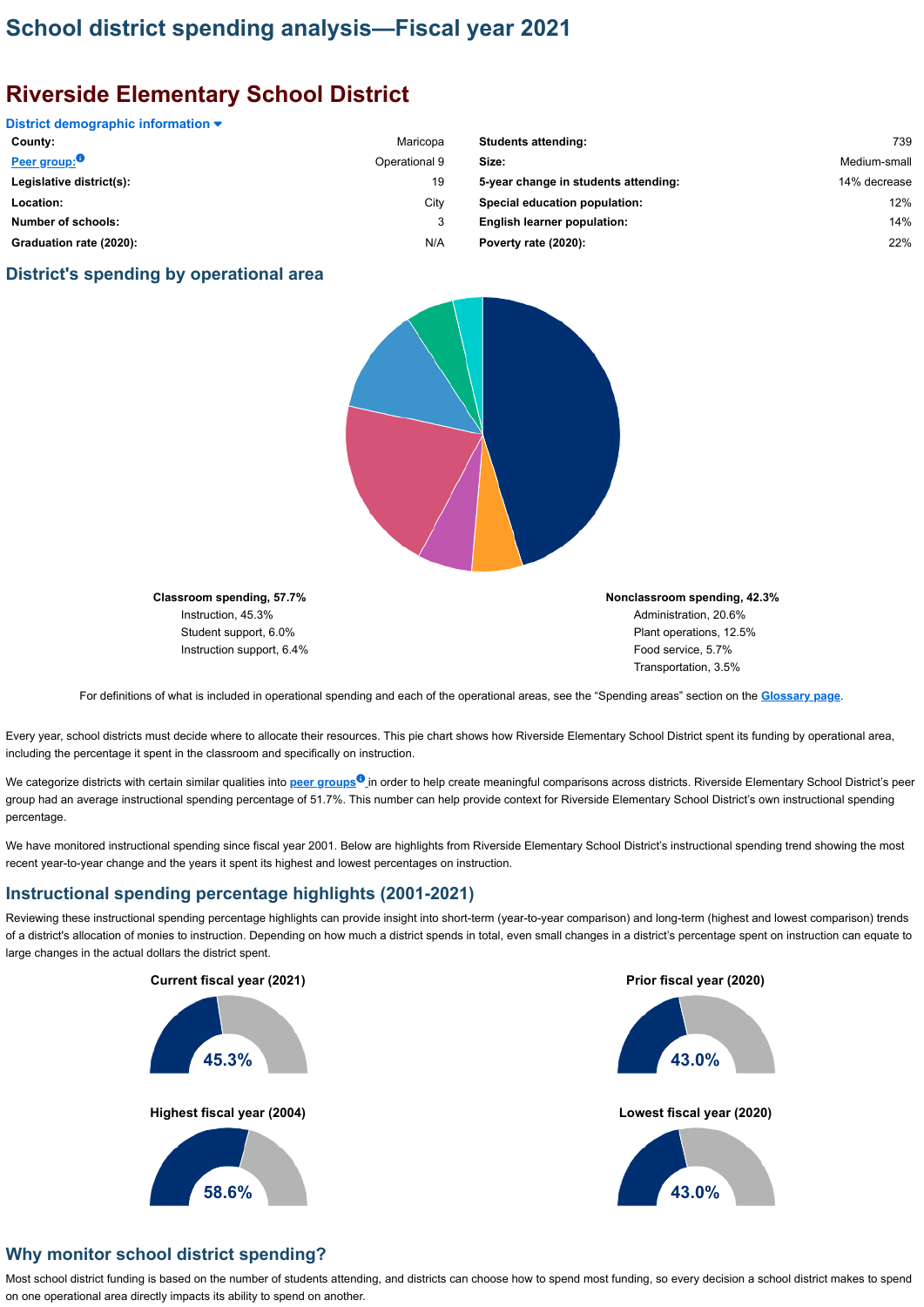# School district spending analysis—Fiscal year 2021

## Riverside Elementary School District

### District demographic information

| | | | |
|---|---|---|---|
| **County:** | Maricopa | **Students attending:** | 739 |
| **Peer group:** | Operational 9 | **Size:** | Medium-small |
| **Legislative district(s):** | 19 | **5-year change in students attending:** | 14% decrease |
| **Location:** | City | **Special education population:** | 12% |
| **Number of schools:** | 3 | **English learner population:** | 14% |
| **Graduation rate (2020):** | N/A | **Poverty rate (2020):** | 22% |

### District's spending by operational area

**Classroom spending, 57.7%**
- Instruction, 45.3%
- Student support, 6.0%
- Instruction support, 6.4%

**Nonclassroom spending, 42.3%**
- Administration, 20.6%
- Plant operations, 12.5%
- Food service, 5.7%
- Transportation, 3.5%

For definitions of what is included in operational spending and each of the operational areas, see the "Spending areas" section on the Glossary page.

Every year, school districts must decide where to allocate their resources. This pie chart shows how Riverside Elementary School District spent its funding by operational area, including the percentage it spent in the classroom and specifically on instruction.

We categorize districts with certain similar qualities into peer groups in order to help create meaningful comparisons across districts. Riverside Elementary School District's peer group had an average instructional spending percentage of 51.7%. This number can help provide context for Riverside Elementary School District's own instructional spending percentage.

We have monitored instructional spending since fiscal year 2001. Below are highlights from Riverside Elementary School District's instructional spending trend showing the most recent year-to-year change and the years it spent its highest and lowest percentages on instruction.

### Instructional spending percentage highlights (2001-2021)

Reviewing these instructional spending percentage highlights can provide insight into short-term (year-to-year comparison) and long-term (highest and lowest comparison) trends of a district's allocation of monies to instruction. Depending on how much a district spends in total, even small changes in a district's percentage spent on instruction can equate to large changes in the actual dollars the district spent.

| | |
|---|---|
| **Current fiscal year (2021)** | **Prior fiscal year (2020)** |
| 45.3% | 43.0% |
| **Highest fiscal year (2004)** | **Lowest fiscal year (2020)** |
| 58.6% | 43.0% |

### Why monitor school district spending?

Most school district funding is based on the number of students attending, and districts can choose how to spend most funding, so every decision a school district makes to spend on one operational area directly impacts its ability to spend on another.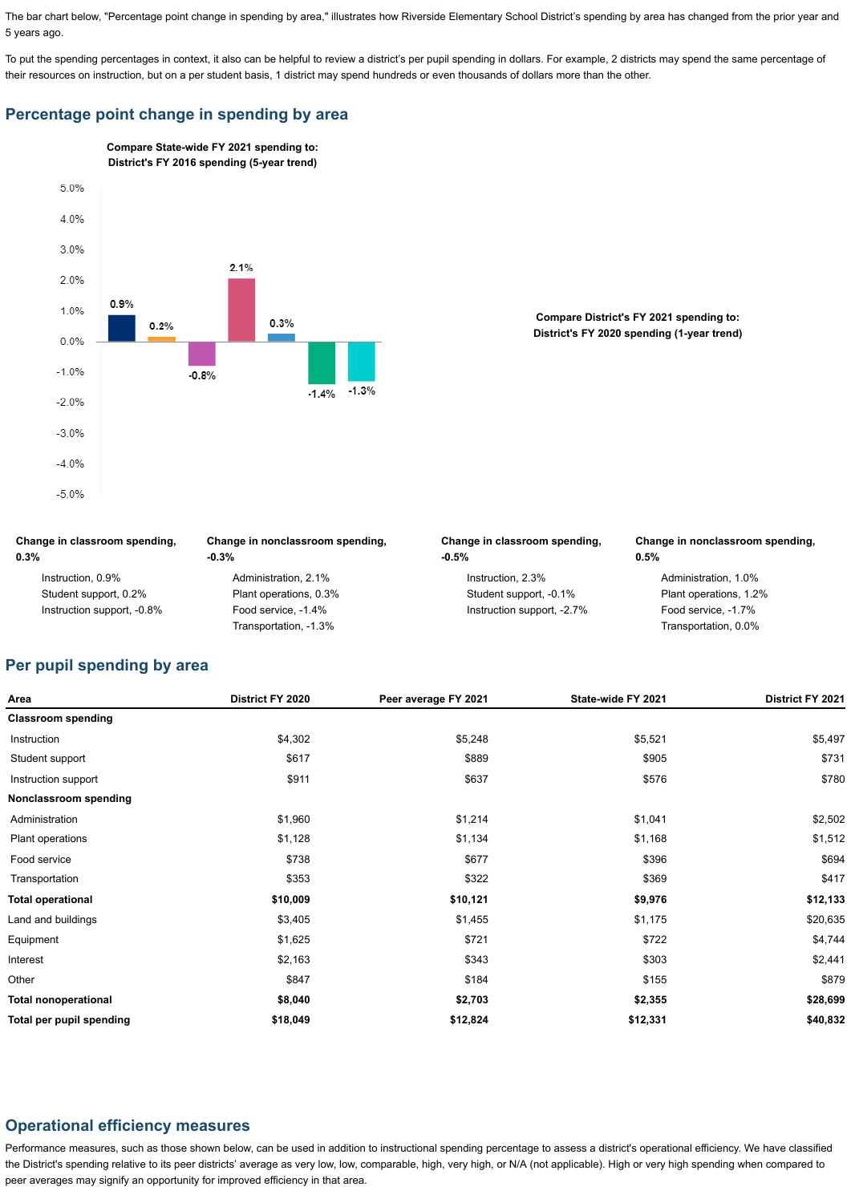The bar chart below, "Percentage point change in spending by area," illustrates how Riverside Elementary School District's spending by area has changed from the prior year and 5 years ago.

To put the spending percentages in context, it also can be helpful to review a district's per pupil spending in dollars. For example, 2 districts may spend the same percentage of their resources on instruction, but on a per student basis, 1 district may spend hundreds or even thousands of dollars more than the other.

## Percentage point change in spending by area

**Compare State-wide FY 2021 spending to: District's FY 2016 spending (5-year trend)**

**Change in classroom spending, 0.3%**

- Instruction, 0.9%
- Student support, 0.2%
- Instruction support, -0.8%

**Change in nonclassroom spending, -0.3%**

- Administration, 2.1%
- Plant operations, 0.3%
- Food service, -1.4%
- Transportation, -1.3%

**Compare District's FY 2021 spending to: District's FY 2020 spending (1-year trend)**

**Change in classroom spending, -0.5%**

- Instruction, 2.3%
- Student support, -0.1%
- Instruction support, -2.7%

**Change in nonclassroom spending, 0.5%**

- Administration, 1.0%
- Plant operations, 1.2%
- Food service, -1.7%
- Transportation, 0.0%

## Per pupil spending by area

| Area | District FY 2020 | Peer average FY 2021 | State-wide FY 2021 | District FY 2021 |
|---|---|---|---|---|
| **Classroom spending** | | | | |
| Instruction | $4,302 | $5,248 | $5,521 | $5,497 |
| Student support | $617 | $889 | $905 | $731 |
| Instruction support | $911 | $637 | $576 | $780 |
| **Nonclassroom spending** | | | | |
| Administration | $1,960 | $1,214 | $1,041 | $2,502 |
| Plant operations | $1,128 | $1,134 | $1,168 | $1,512 |
| Food service | $738 | $677 | $396 | $694 |
| Transportation | $353 | $322 | $369 | $417 |
| **Total operational** | **$10,009** | **$10,121** | **$9,976** | **$12,133** |
| Land and buildings | $3,405 | $1,455 | $1,175 | $20,635 |
| Equipment | $1,625 | $721 | $722 | $4,744 |
| Interest | $2,163 | $343 | $303 | $2,441 |
| Other | $847 | $184 | $155 | $879 |
| **Total nonoperational** | **$8,040** | **$2,703** | **$2,355** | **$28,699** |
| **Total per pupil spending** | **$18,049** | **$12,824** | **$12,331** | **$40,832** |

## Operational efficiency measures

Performance measures, such as those shown below, can be used in addition to instructional spending percentage to assess a district's operational efficiency. We have classified the District's spending relative to its peer districts' average as very low, low, comparable, high, very high, or N/A (not applicable). High or very high spending when compared to peer averages may signify an opportunity for improved efficiency in that area.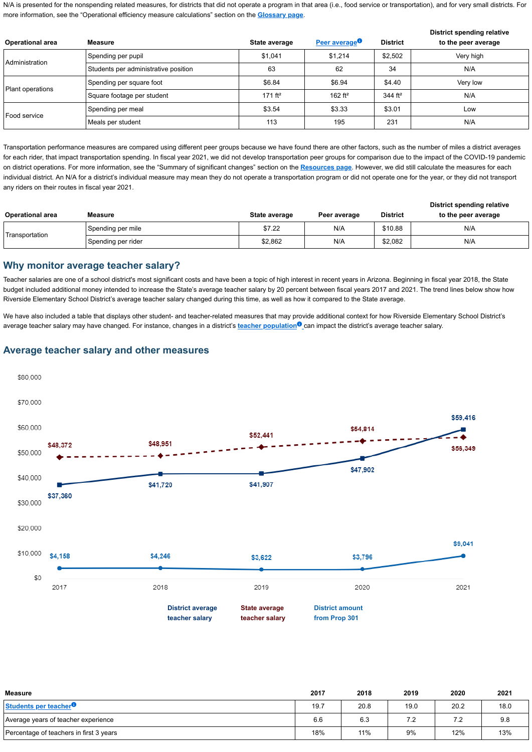N/A is presented for the nonspending related measures, for districts that did not operate a program in that area (i.e., food service or transportation), and for very small districts. For more information, see the "Operational efficiency measure calculations" section on the Glossary page.

| Operational area | Measure | State average | Peer average | District | District spending relative to the peer average |
|---|---|---|---|---|---|
| Administration | Spending per pupil | $1,041 | $1,214 | $2,502 | Very high |
| | Students per administrative position | 63 | 62 | 34 | N/A |
| Plant operations | Spending per square foot | $6.84 | $6.94 | $4.40 | Very low |
| | Square footage per student | 171 ft² | 162 ft² | 344 ft² | N/A |
| Food service | Spending per meal | $3.54 | $3.33 | $3.01 | Low |
| | Meals per student | 113 | 195 | 231 | N/A |

Transportation performance measures are compared using different peer groups because we have found there are other factors, such as the number of miles a district averages for each rider, that impact transportation spending. In fiscal year 2021, we did not develop transportation peer groups for comparison due to the impact of the COVID-19 pandemic on district operations. For more information, see the "Summary of significant changes" section on the Resources page. However, we did still calculate the measures for each individual district. An N/A for a district's individual measure may mean they do not operate a transportation program or did not operate one for the year, or they did not transport any riders on their routes in fiscal year 2021.

| Operational area | Measure | State average | Peer average | District | District spending relative to the peer average |
|---|---|---|---|---|---|
| Transportation | Spending per mile | $7.22 | N/A | $10.88 | N/A |
| | Spending per rider | $2,862 | N/A | $2,082 | N/A |

## Why monitor average teacher salary?

Teacher salaries are one of a school district's most significant costs and have been a topic of high interest in recent years in Arizona. Beginning in fiscal year 2018, the State budget included additional money intended to increase the State's average teacher salary by 20 percent between fiscal years 2017 and 2021. The trend lines below show how Riverside Elementary School District's average teacher salary changed during this time, as well as how it compared to the State average.

We have also included a table that displays other student- and teacher-related measures that may provide additional context for how Riverside Elementary School District's average teacher salary may have changed. For instance, changes in a district's teacher population can impact the district's average teacher salary.

## Average teacher salary and other measures

$80,000
$70,000
$60,000
$50,000
$40,000
$30,000
$20,000
$10,000
$0

2017 2018 2019 2020 2021

District average teacher salary: $37,360 $41,720 $41,907 $47,902 $59,416

State average teacher salary: $48,372 $48,951 $52,441 $54,814 $56,349

District amount from Prop 301: $4,158 $4,246 $3,622 $3,796 $9,041

| Measure | 2017 | 2018 | 2019 | 2020 | 2021 |
|---|---|---|---|---|---|
| Students per teacher | 19.7 | 20.8 | 19.0 | 20.2 | 18.0 |
| Average years of teacher experience | 6.6 | 6.3 | 7.2 | 7.2 | 9.8 |
| Percentage of teachers in first 3 years | 18% | 11% | 9% | 12% | 13% |